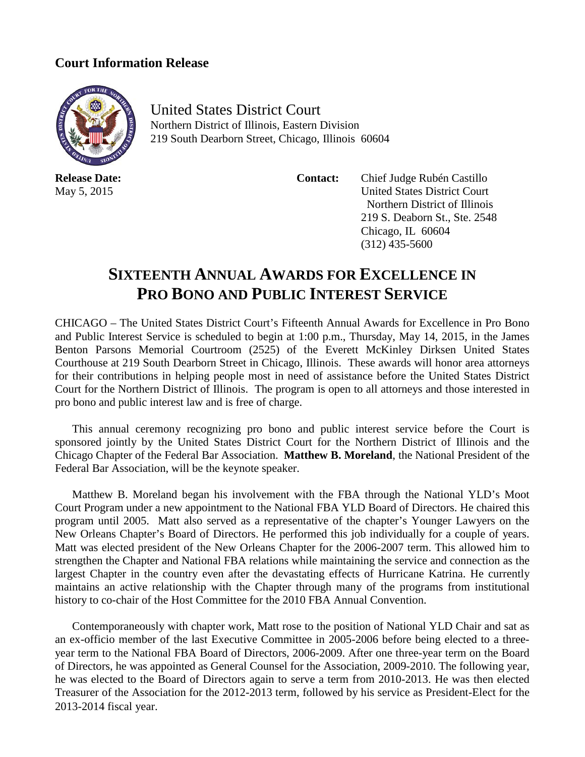**Court Information Release**

United States District Court
Northern District of Illinois, Eastern Division
219 South Dearborn Street, Chicago, Illinois 60604

**Release Date:**
May 5, 2015

**Contact:** Chief Judge Rubén Castillo
United States District Court
Northern District of Illinois
219 S. Deaborn St., Ste. 2548
Chicago, IL 60604
(312) 435-5600

# SIXTEENTH ANNUAL AWARDS FOR EXCELLENCE IN PRO BONO AND PUBLIC INTEREST SERVICE

CHICAGO – The United States District Court's Fifteenth Annual Awards for Excellence in Pro Bono and Public Interest Service is scheduled to begin at 1:00 p.m., Thursday, May 14, 2015, in the James Benton Parsons Memorial Courtroom (2525) of the Everett McKinley Dirksen United States Courthouse at 219 South Dearborn Street in Chicago, Illinois. These awards will honor area attorneys for their contributions in helping people most in need of assistance before the United States District Court for the Northern District of Illinois. The program is open to all attorneys and those interested in pro bono and public interest law and is free of charge.

This annual ceremony recognizing pro bono and public interest service before the Court is sponsored jointly by the United States District Court for the Northern District of Illinois and the Chicago Chapter of the Federal Bar Association. **Matthew B. Moreland**, the National President of the Federal Bar Association, will be the keynote speaker.

Matthew B. Moreland began his involvement with the FBA through the National YLD's Moot Court Program under a new appointment to the National FBA YLD Board of Directors. He chaired this program until 2005. Matt also served as a representative of the chapter's Younger Lawyers on the New Orleans Chapter's Board of Directors. He performed this job individually for a couple of years. Matt was elected president of the New Orleans Chapter for the 2006-2007 term. This allowed him to strengthen the Chapter and National FBA relations while maintaining the service and connection as the largest Chapter in the country even after the devastating effects of Hurricane Katrina. He currently maintains an active relationship with the Chapter through many of the programs from institutional history to co-chair of the Host Committee for the 2010 FBA Annual Convention.

Contemporaneously with chapter work, Matt rose to the position of National YLD Chair and sat as an ex-officio member of the last Executive Committee in 2005-2006 before being elected to a three-year term to the National FBA Board of Directors, 2006-2009. After one three-year term on the Board of Directors, he was appointed as General Counsel for the Association, 2009-2010. The following year, he was elected to the Board of Directors again to serve a term from 2010-2013. He was then elected Treasurer of the Association for the 2012-2013 term, followed by his service as President-Elect for the 2013-2014 fiscal year.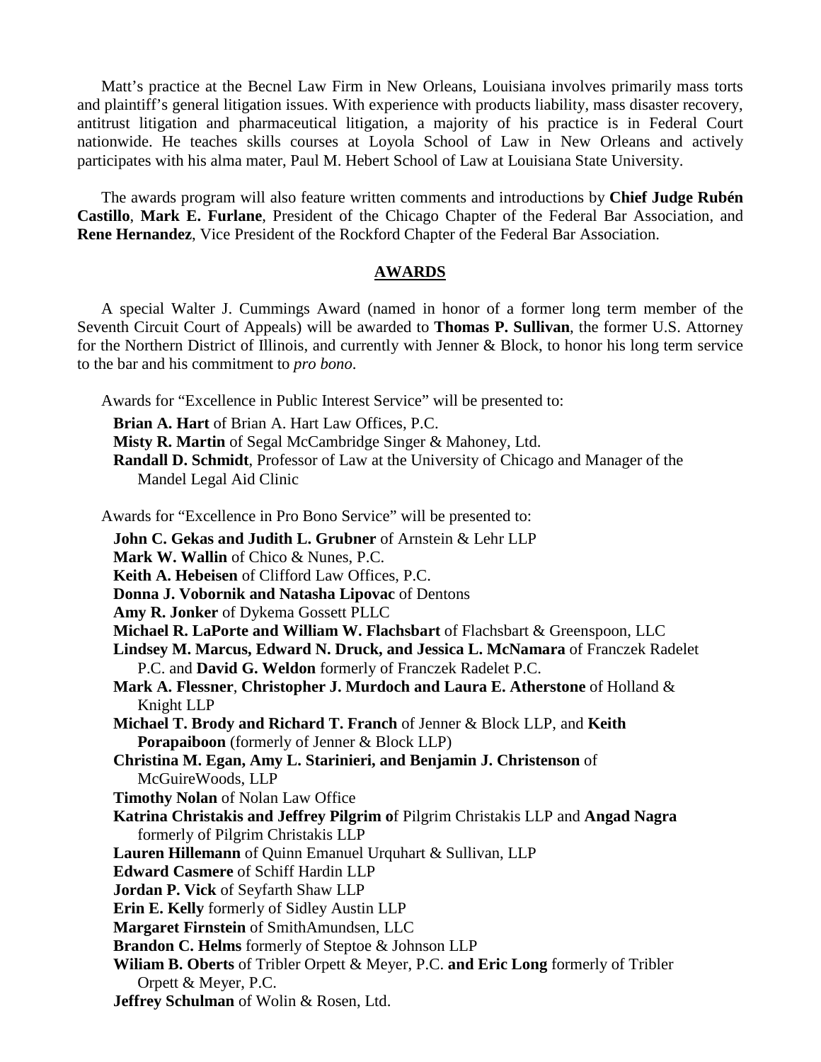Matt's practice at the Becnel Law Firm in New Orleans, Louisiana involves primarily mass torts and plaintiff's general litigation issues. With experience with products liability, mass disaster recovery, antitrust litigation and pharmaceutical litigation, a majority of his practice is in Federal Court nationwide. He teaches skills courses at Loyola School of Law in New Orleans and actively participates with his alma mater, Paul M. Hebert School of Law at Louisiana State University.

The awards program will also feature written comments and introductions by **Chief Judge Rubén Castillo**, **Mark E. Furlane**, President of the Chicago Chapter of the Federal Bar Association, and **Rene Hernandez**, Vice President of the Rockford Chapter of the Federal Bar Association.

## AWARDS

A special Walter J. Cummings Award (named in honor of a former long term member of the Seventh Circuit Court of Appeals) will be awarded to **Thomas P. Sullivan**, the former U.S. Attorney for the Northern District of Illinois, and currently with Jenner & Block, to honor his long term service to the bar and his commitment to *pro bono*.

Awards for "Excellence in Public Interest Service" will be presented to:

**Brian A. Hart** of Brian A. Hart Law Offices, P.C.
**Misty R. Martin** of Segal McCambridge Singer & Mahoney, Ltd.
**Randall D. Schmidt**, Professor of Law at the University of Chicago and Manager of the Mandel Legal Aid Clinic

Awards for "Excellence in Pro Bono Service" will be presented to:

**John C. Gekas and Judith L. Grubner** of Arnstein & Lehr LLP
**Mark W. Wallin** of Chico & Nunes, P.C.
**Keith A. Hebeisen** of Clifford Law Offices, P.C.
**Donna J. Vobornik and Natasha Lipovac** of Dentons
**Amy R. Jonker** of Dykema Gossett PLLC
**Michael R. LaPorte and William W. Flachsbart** of Flachsbart & Greenspoon, LLC
**Lindsey M. Marcus, Edward N. Druck, and Jessica L. McNamara** of Franczek Radelet P.C. and **David G. Weldon** formerly of Franczek Radelet P.C.
**Mark A. Flessner**, **Christopher J. Murdoch and Laura E. Atherstone** of Holland & Knight LLP
**Michael T. Brody and Richard T. Franch** of Jenner & Block LLP, and **Keith Porapaiboon** (formerly of Jenner & Block LLP)
**Christina M. Egan, Amy L. Starinieri, and Benjamin J. Christenson** of McGuireWoods, LLP
**Timothy Nolan** of Nolan Law Office
**Katrina Christakis and Jeffrey Pilgrim o**f Pilgrim Christakis LLP and **Angad Nagra** formerly of Pilgrim Christakis LLP
**Lauren Hillemann** of Quinn Emanuel Urquhart & Sullivan, LLP
**Edward Casmere** of Schiff Hardin LLP
**Jordan P. Vick** of Seyfarth Shaw LLP
**Erin E. Kelly** formerly of Sidley Austin LLP
**Margaret Firnstein** of SmithAmundsen, LLC
**Brandon C. Helms** formerly of Steptoe & Johnson LLP
**Wiliam B. Oberts** of Tribler Orpett & Meyer, P.C. **and Eric Long** formerly of Tribler Orpett & Meyer, P.C.
**Jeffrey Schulman** of Wolin & Rosen, Ltd.